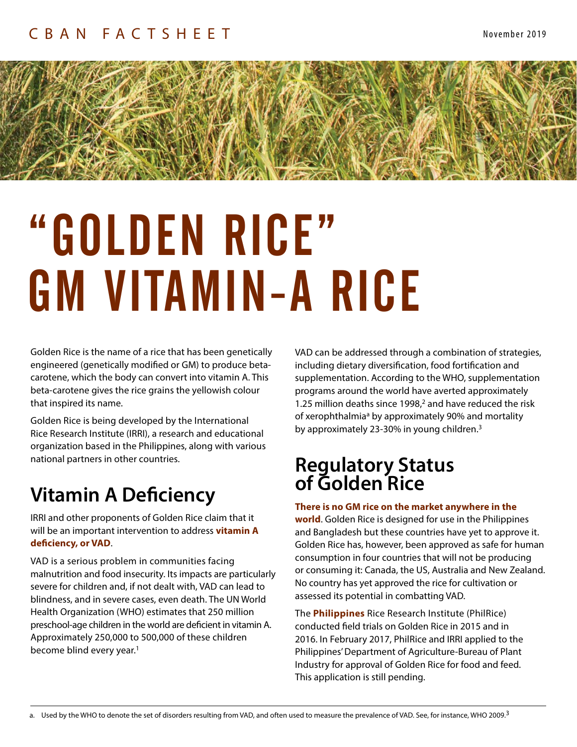CBAN FACTSHEET

November 2019

# "GOLDEN RICE" GM VITAMIN-A RICE

Golden Rice is the name of a rice that has been genetically engineered (genetically modified or GM) to produce beta-carotene, which the body can convert into vitamin A. This beta-carotene gives the rice grains the yellowish colour that inspired its name.

Golden Rice is being developed by the International Rice Research Institute (IRRI), a research and educational organization based in the Philippines, along with various national partners in other countries.

## Vitamin A Deficiency

IRRI and other proponents of Golden Rice claim that it will be an important intervention to address **vitamin A deficiency, or VAD**.

VAD is a serious problem in communities facing malnutrition and food insecurity. Its impacts are particularly severe for children and, if not dealt with, VAD can lead to blindness, and in severe cases, even death. The UN World Health Organization (WHO) estimates that 250 million preschool-age children in the world are deficient in vitamin A. Approximately 250,000 to 500,000 of these children become blind every year.[1]

VAD can be addressed through a combination of strategies, including dietary diversification, food fortification and supplementation. According to the WHO, supplementation programs around the world have averted approximately 1.25 million deaths since 1998,[2] and have reduced the risk of xerophthalmia[a] by approximately 90% and mortality by approximately 23-30% in young children.[3]

## Regulatory Status of Golden Rice

**There is no GM rice on the market anywhere in the world**. Golden Rice is designed for use in the Philippines and Bangladesh but these countries have yet to approve it. Golden Rice has, however, been approved as safe for human consumption in four countries that will not be producing or consuming it: Canada, the US, Australia and New Zealand. No country has yet approved the rice for cultivation or assessed its potential in combatting VAD.

The **Philippines** Rice Research Institute (PhilRice) conducted field trials on Golden Rice in 2015 and in 2016. In February 2017, PhilRice and IRRI applied to the Philippines' Department of Agriculture-Bureau of Plant Industry for approval of Golden Rice for food and feed. This application is still pending.

---

a. Used by the WHO to denote the set of disorders resulting from VAD, and often used to measure the prevalence of VAD. See, for instance, WHO 2009.[3]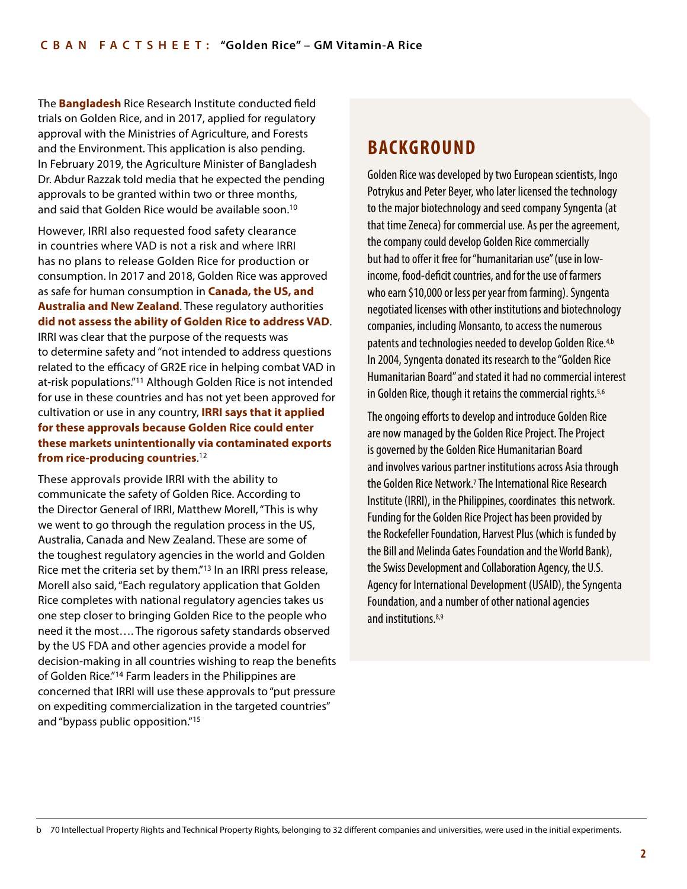The **Bangladesh** Rice Research Institute conducted field trials on Golden Rice, and in 2017, applied for regulatory approval with the Ministries of Agriculture, and Forests and the Environment. This application is also pending. In February 2019, the Agriculture Minister of Bangladesh Dr. Abdur Razzak told media that he expected the pending approvals to be granted within two or three months, and said that Golden Rice would be available soon.[10]

However, IRRI also requested food safety clearance in countries where VAD is not a risk and where IRRI has no plans to release Golden Rice for production or consumption. In 2017 and 2018, Golden Rice was approved as safe for human consumption in **Canada, the US, and Australia and New Zealand**. These regulatory authorities **did not assess the ability of Golden Rice to address VAD**. IRRI was clear that the purpose of the requests was to determine safety and "not intended to address questions related to the efficacy of GR2E rice in helping combat VAD in at-risk populations."[11] Although Golden Rice is not intended for use in these countries and has not yet been approved for cultivation or use in any country, **IRRI says that it applied for these approvals because Golden Rice could enter these markets unintentionally via contaminated exports from rice-producing countries**.[12]

These approvals provide IRRI with the ability to communicate the safety of Golden Rice. According to the Director General of IRRI, Matthew Morell, "This is why we went to go through the regulation process in the US, Australia, Canada and New Zealand. These are some of the toughest regulatory agencies in the world and Golden Rice met the criteria set by them."[13] In an IRRI press release, Morell also said, "Each regulatory application that Golden Rice completes with national regulatory agencies takes us one step closer to bringing Golden Rice to the people who need it the most…. The rigorous safety standards observed by the US FDA and other agencies provide a model for decision-making in all countries wishing to reap the benefits of Golden Rice."[14] Farm leaders in the Philippines are concerned that IRRI will use these approvals to "put pressure on expediting commercialization in the targeted countries" and "bypass public opposition."[15]

## BACKGROUND

Golden Rice was developed by two European scientists, Ingo Potrykus and Peter Beyer, who later licensed the technology to the major biotechnology and seed company Syngenta (at that time Zeneca) for commercial use. As per the agreement, the company could develop Golden Rice commercially but had to offer it free for "humanitarian use" (use in low-income, food-deficit countries, and for the use of farmers who earn $10,000 or less per year from farming). Syngenta negotiated licenses with other institutions and biotechnology companies, including Monsanto, to access the numerous patents and technologies needed to develop Golden Rice.[4,b] In 2004, Syngenta donated its research to the "Golden Rice Humanitarian Board" and stated it had no commercial interest in Golden Rice, though it retains the commercial rights.[5,6]

The ongoing efforts to develop and introduce Golden Rice are now managed by the Golden Rice Project. The Project is governed by the Golden Rice Humanitarian Board and involves various partner institutions across Asia through the Golden Rice Network.[7] The International Rice Research Institute (IRRI), in the Philippines, coordinates this network. Funding for the Golden Rice Project has been provided by the Rockefeller Foundation, Harvest Plus (which is funded by the Bill and Melinda Gates Foundation and the World Bank), the Swiss Development and Collaboration Agency, the U.S. Agency for International Development (USAID), the Syngenta Foundation, and a number of other national agencies and institutions.[8,9]

b 70 Intellectual Property Rights and Technical Property Rights, belonging to 32 different companies and universities, were used in the initial experiments.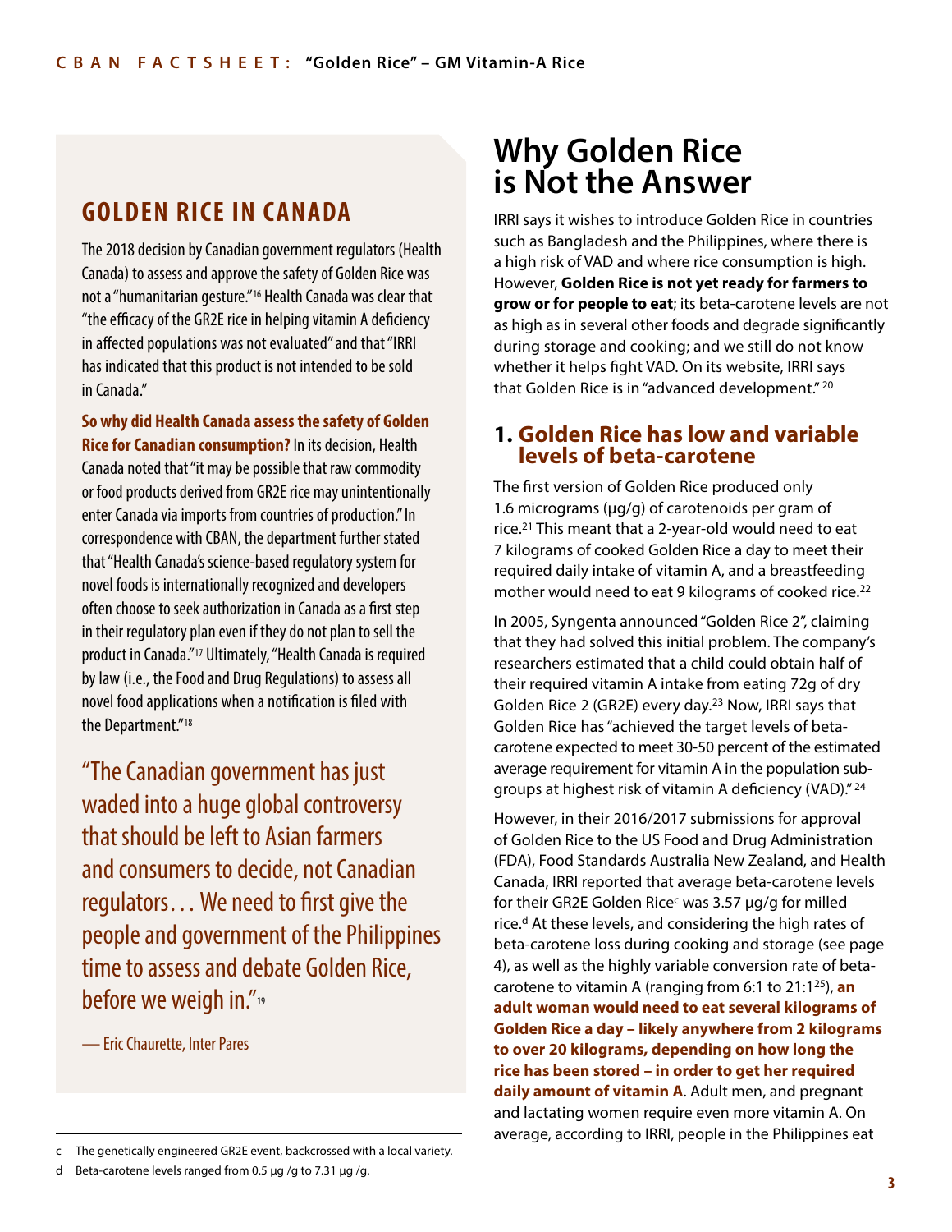## GOLDEN RICE IN CANADA

The 2018 decision by Canadian government regulators (Health Canada) to assess and approve the safety of Golden Rice was not a "humanitarian gesture."[16] Health Canada was clear that "the efficacy of the GR2E rice in helping vitamin A deficiency in affected populations was not evaluated" and that "IRRI has indicated that this product is not intended to be sold in Canada."

**So why did Health Canada assess the safety of Golden Rice for Canadian consumption?** In its decision, Health Canada noted that "it may be possible that raw commodity or food products derived from GR2E rice may unintentionally enter Canada via imports from countries of production." In correspondence with CBAN, the department further stated that "Health Canada's science-based regulatory system for novel foods is internationally recognized and developers often choose to seek authorization in Canada as a first step in their regulatory plan even if they do not plan to sell the product in Canada."[17] Ultimately, "Health Canada is required by law (i.e., the Food and Drug Regulations) to assess all novel food applications when a notification is filed with the Department."[18]

> "The Canadian government has just waded into a huge global controversy that should be left to Asian farmers and consumers to decide, not Canadian regulators… We need to first give the people and government of the Philippines time to assess and debate Golden Rice, before we weigh in."[19]
>
> — Eric Chaurette, Inter Pares

# Why Golden Rice is Not the Answer

IRRI says it wishes to introduce Golden Rice in countries such as Bangladesh and the Philippines, where there is a high risk of VAD and where rice consumption is high. However, **Golden Rice is not yet ready for farmers to grow or for people to eat**; its beta-carotene levels are not as high as in several other foods and degrade significantly during storage and cooking; and we still do not know whether it helps fight VAD. On its website, IRRI says that Golden Rice is in "advanced development." [20]

## 1. Golden Rice has low and variable levels of beta-carotene

The first version of Golden Rice produced only 1.6 micrograms (µg/g) of carotenoids per gram of rice.[21] This meant that a 2-year-old would need to eat 7 kilograms of cooked Golden Rice a day to meet their required daily intake of vitamin A, and a breastfeeding mother would need to eat 9 kilograms of cooked rice.[22]

In 2005, Syngenta announced "Golden Rice 2", claiming that they had solved this initial problem. The company's researchers estimated that a child could obtain half of their required vitamin A intake from eating 72g of dry Golden Rice 2 (GR2E) every day.[23] Now, IRRI says that Golden Rice has "achieved the target levels of beta-carotene expected to meet 30-50 percent of the estimated average requirement for vitamin A in the population sub-groups at highest risk of vitamin A deficiency (VAD)." [24]

However, in their 2016/2017 submissions for approval of Golden Rice to the US Food and Drug Administration (FDA), Food Standards Australia New Zealand, and Health Canada, IRRI reported that average beta-carotene levels for their GR2E Golden Rice[c] was 3.57 µg/g for milled rice.[d] At these levels, and considering the high rates of beta-carotene loss during cooking and storage (see page 4), as well as the highly variable conversion rate of beta-carotene to vitamin A (ranging from 6:1 to 21:1[25]), **an adult woman would need to eat several kilograms of Golden Rice a day – likely anywhere from 2 kilograms to over 20 kilograms, depending on how long the rice has been stored – in order to get her required daily amount of vitamin A**. Adult men, and pregnant and lactating women require even more vitamin A. On average, according to IRRI, people in the Philippines eat

c The genetically engineered GR2E event, backcrossed with a local variety.

d Beta-carotene levels ranged from 0.5 µg /g to 7.31 µg /g.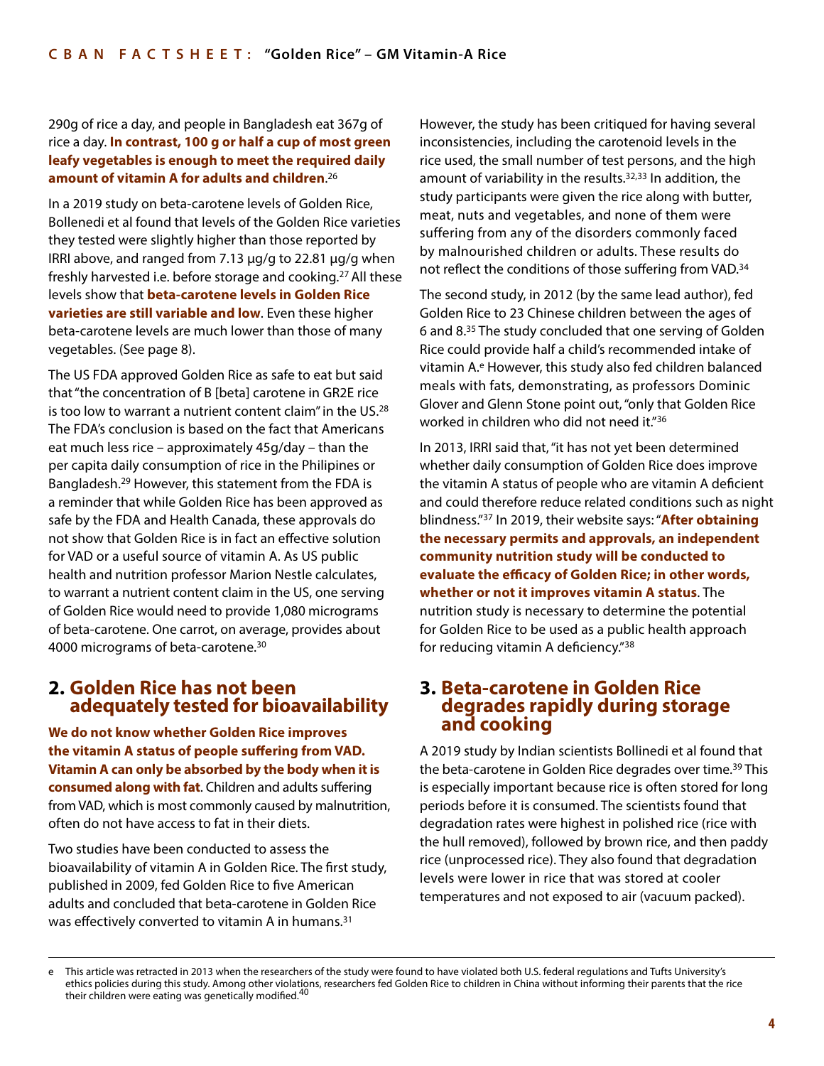290g of rice a day, and people in Bangladesh eat 367g of rice a day. **In contrast, 100 g or half a cup of most green leafy vegetables is enough to meet the required daily amount of vitamin A for adults and children**.[26]

In a 2019 study on beta-carotene levels of Golden Rice, Bollenedi et al found that levels of the Golden Rice varieties they tested were slightly higher than those reported by IRRI above, and ranged from 7.13 µg/g to 22.81 µg/g when freshly harvested i.e. before storage and cooking.[27] All these levels show that **beta-carotene levels in Golden Rice varieties are still variable and low**. Even these higher beta-carotene levels are much lower than those of many vegetables. (See page 8).

The US FDA approved Golden Rice as safe to eat but said that "the concentration of B [beta] carotene in GR2E rice is too low to warrant a nutrient content claim" in the US.[28] The FDA's conclusion is based on the fact that Americans eat much less rice – approximately 45g/day – than the per capita daily consumption of rice in the Philipines or Bangladesh.[29] However, this statement from the FDA is a reminder that while Golden Rice has been approved as safe by the FDA and Health Canada, these approvals do not show that Golden Rice is in fact an effective solution for VAD or a useful source of vitamin A. As US public health and nutrition professor Marion Nestle calculates, to warrant a nutrient content claim in the US, one serving of Golden Rice would need to provide 1,080 micrograms of beta-carotene. One carrot, on average, provides about 4000 micrograms of beta-carotene.[30]

## 2. Golden Rice has not been adequately tested for bioavailability

**We do not know whether Golden Rice improves the vitamin A status of people suffering from VAD. Vitamin A can only be absorbed by the body when it is consumed along with fat**. Children and adults suffering from VAD, which is most commonly caused by malnutrition, often do not have access to fat in their diets.

Two studies have been conducted to assess the bioavailability of vitamin A in Golden Rice. The first study, published in 2009, fed Golden Rice to five American adults and concluded that beta-carotene in Golden Rice was effectively converted to vitamin A in humans.[31]

However, the study has been critiqued for having several inconsistencies, including the carotenoid levels in the rice used, the small number of test persons, and the high amount of variability in the results.[32,33] In addition, the study participants were given the rice along with butter, meat, nuts and vegetables, and none of them were suffering from any of the disorders commonly faced by malnourished children or adults. These results do not reflect the conditions of those suffering from VAD.[34]

The second study, in 2012 (by the same lead author), fed Golden Rice to 23 Chinese children between the ages of 6 and 8.[35] The study concluded that one serving of Golden Rice could provide half a child's recommended intake of vitamin A.[e] However, this study also fed children balanced meals with fats, demonstrating, as professors Dominic Glover and Glenn Stone point out, "only that Golden Rice worked in children who did not need it."[36]

In 2013, IRRI said that, "it has not yet been determined whether daily consumption of Golden Rice does improve the vitamin A status of people who are vitamin A deficient and could therefore reduce related conditions such as night blindness."[37] In 2019, their website says: "**After obtaining the necessary permits and approvals, an independent community nutrition study will be conducted to evaluate the efficacy of Golden Rice; in other words, whether or not it improves vitamin A status**. The nutrition study is necessary to determine the potential for Golden Rice to be used as a public health approach for reducing vitamin A deficiency."[38]

## 3. Beta-carotene in Golden Rice degrades rapidly during storage and cooking

A 2019 study by Indian scientists Bollinedi et al found that the beta-carotene in Golden Rice degrades over time.[39] This is especially important because rice is often stored for long periods before it is consumed. The scientists found that degradation rates were highest in polished rice (rice with the hull removed), followed by brown rice, and then paddy rice (unprocessed rice). They also found that degradation levels were lower in rice that was stored at cooler temperatures and not exposed to air (vacuum packed).

---

e This article was retracted in 2013 when the researchers of the study were found to have violated both U.S. federal regulations and Tufts University's ethics policies during this study. Among other violations, researchers fed Golden Rice to children in China without informing their parents that the rice their children were eating was genetically modified.[40]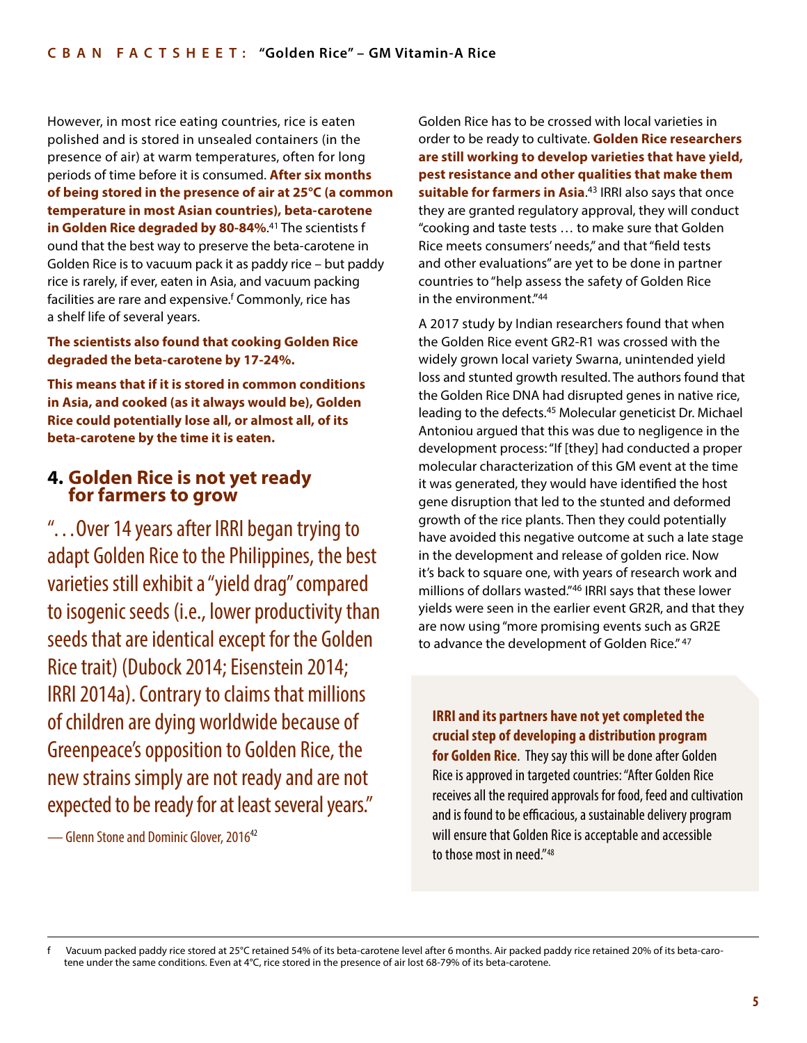However, in most rice eating countries, rice is eaten polished and is stored in unsealed containers (in the presence of air) at warm temperatures, often for long periods of time before it is consumed. **After six months of being stored in the presence of air at 25°C (a common temperature in most Asian countries), beta-carotene in Golden Rice degraded by 80-84%.**[41] The scientists found that the best way to preserve the beta-carotene in Golden Rice is to vacuum pack it as paddy rice – but paddy rice is rarely, if ever, eaten in Asia, and vacuum packing facilities are rare and expensive.[f] Commonly, rice has a shelf life of several years.

**The scientists also found that cooking Golden Rice degraded the beta-carotene by 17-24%.**

**This means that if it is stored in common conditions in Asia, and cooked (as it always would be), Golden Rice could potentially lose all, or almost all, of its beta-carotene by the time it is eaten.**

## 4. Golden Rice is not yet ready for farmers to grow

> "…Over 14 years after IRRI began trying to adapt Golden Rice to the Philippines, the best varieties still exhibit a "yield drag" compared to isogenic seeds (i.e., lower productivity than seeds that are identical except for the Golden Rice trait) (Dubock 2014; Eisenstein 2014; IRRI 2014a). Contrary to claims that millions of children are dying worldwide because of Greenpeace's opposition to Golden Rice, the new strains simply are not ready and are not expected to be ready for at least several years."
>
> — Glenn Stone and Dominic Glover, 2016[42]

Golden Rice has to be crossed with local varieties in order to be ready to cultivate. **Golden Rice researchers are still working to develop varieties that have yield, pest resistance and other qualities that make them suitable for farmers in Asia**.[43] IRRI also says that once they are granted regulatory approval, they will conduct "cooking and taste tests … to make sure that Golden Rice meets consumers' needs," and that "field tests and other evaluations" are yet to be done in partner countries to "help assess the safety of Golden Rice in the environment."[44]

A 2017 study by Indian researchers found that when the Golden Rice event GR2-R1 was crossed with the widely grown local variety Swarna, unintended yield loss and stunted growth resulted. The authors found that the Golden Rice DNA had disrupted genes in native rice, leading to the defects.[45] Molecular geneticist Dr. Michael Antoniou argued that this was due to negligence in the development process: "If [they] had conducted a proper molecular characterization of this GM event at the time it was generated, they would have identified the host gene disruption that led to the stunted and deformed growth of the rice plants. Then they could potentially have avoided this negative outcome at such a late stage in the development and release of golden rice. Now it's back to square one, with years of research work and millions of dollars wasted."[46] IRRI says that these lower yields were seen in the earlier event GR2R, and that they are now using "more promising events such as GR2E to advance the development of Golden Rice."[47]

**IRRI and its partners have not yet completed the crucial step of developing a distribution program for Golden Rice**. They say this will be done after Golden Rice is approved in targeted countries: "After Golden Rice receives all the required approvals for food, feed and cultivation and is found to be efficacious, a sustainable delivery program will ensure that Golden Rice is acceptable and accessible to those most in need."[48]

---

f Vacuum packed paddy rice stored at 25°C retained 54% of its beta-carotene level after 6 months. Air packed paddy rice retained 20% of its beta-carotene under the same conditions. Even at 4°C, rice stored in the presence of air lost 68-79% of its beta-carotene.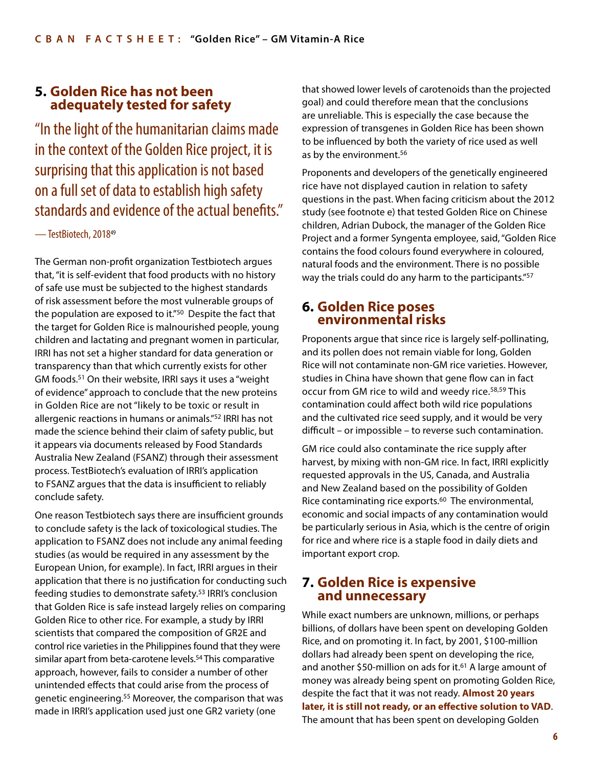## 5. Golden Rice has not been adequately tested for safety

> "In the light of the humanitarian claims made in the context of the Golden Rice project, it is surprising that this application is not based on a full set of data to establish high safety standards and evidence of the actual benefits."
>
> — TestBiotech, 2018[49]

The German non-profit organization Testbiotech argues that, "it is self-evident that food products with no history of safe use must be subjected to the highest standards of risk assessment before the most vulnerable groups of the population are exposed to it."[50] Despite the fact that the target for Golden Rice is malnourished people, young children and lactating and pregnant women in particular, IRRI has not set a higher standard for data generation or transparency than that which currently exists for other GM foods.[51] On their website, IRRI says it uses a "weight of evidence" approach to conclude that the new proteins in Golden Rice are not "likely to be toxic or result in allergenic reactions in humans or animals."[52] IRRI has not made the science behind their claim of safety public, but it appears via documents released by Food Standards Australia New Zealand (FSANZ) through their assessment process. TestBiotech's evaluation of IRRI's application to FSANZ argues that the data is insufficient to reliably conclude safety.

One reason Testbiotech says there are insufficient grounds to conclude safety is the lack of toxicological studies. The application to FSANZ does not include any animal feeding studies (as would be required in any assessment by the European Union, for example). In fact, IRRI argues in their application that there is no justification for conducting such feeding studies to demonstrate safety.[53] IRRI's conclusion that Golden Rice is safe instead largely relies on comparing Golden Rice to other rice. For example, a study by IRRI scientists that compared the composition of GR2E and control rice varieties in the Philippines found that they were similar apart from beta-carotene levels.[54] This comparative approach, however, fails to consider a number of other unintended effects that could arise from the process of genetic engineering.[55] Moreover, the comparison that was made in IRRI's application used just one GR2 variety (one that showed lower levels of carotenoids than the projected goal) and could therefore mean that the conclusions are unreliable. This is especially the case because the expression of transgenes in Golden Rice has been shown to be influenced by both the variety of rice used as well as by the environment.[56]

Proponents and developers of the genetically engineered rice have not displayed caution in relation to safety questions in the past. When facing criticism about the 2012 study (see footnote e) that tested Golden Rice on Chinese children, Adrian Dubock, the manager of the Golden Rice Project and a former Syngenta employee, said, "Golden Rice contains the food colours found everywhere in coloured, natural foods and the environment. There is no possible way the trials could do any harm to the participants."[57]

## 6. Golden Rice poses environmental risks

Proponents argue that since rice is largely self-pollinating, and its pollen does not remain viable for long, Golden Rice will not contaminate non-GM rice varieties. However, studies in China have shown that gene flow can in fact occur from GM rice to wild and weedy rice.[58,59] This contamination could affect both wild rice populations and the cultivated rice seed supply, and it would be very difficult – or impossible – to reverse such contamination.

GM rice could also contaminate the rice supply after harvest, by mixing with non-GM rice. In fact, IRRI explicitly requested approvals in the US, Canada, and Australia and New Zealand based on the possibility of Golden Rice contaminating rice exports.[60] The environmental, economic and social impacts of any contamination would be particularly serious in Asia, which is the centre of origin for rice and where rice is a staple food in daily diets and important export crop.

## 7. Golden Rice is expensive and unnecessary

While exact numbers are unknown, millions, or perhaps billions, of dollars have been spent on developing Golden Rice, and on promoting it. In fact, by 2001, $100-million dollars had already been spent on developing the rice, and another $50-million on ads for it.[61] A large amount of money was already being spent on promoting Golden Rice, despite the fact that it was not ready. **Almost 20 years later, it is still not ready, or an effective solution to VAD**. The amount that has been spent on developing Golden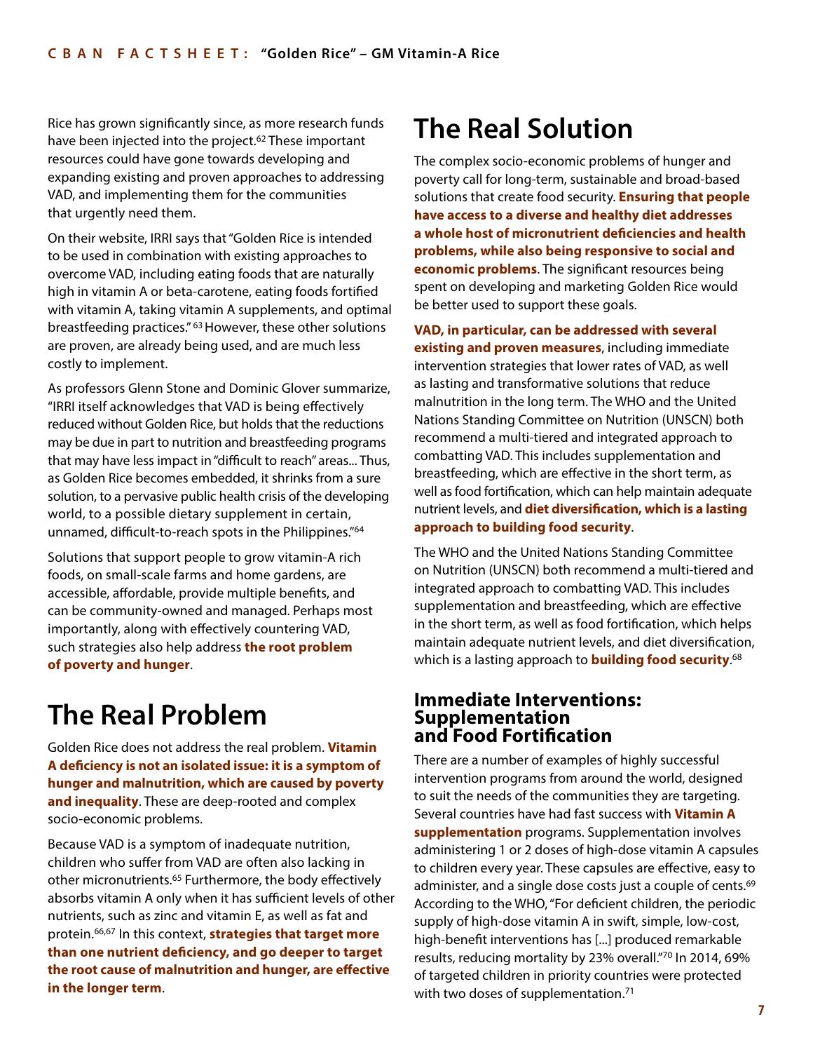Rice has grown significantly since, as more research funds have been injected into the project.[62] These important resources could have gone towards developing and expanding existing and proven approaches to addressing VAD, and implementing them for the communities that urgently need them.

On their website, IRRI says that "Golden Rice is intended to be used in combination with existing approaches to overcome VAD, including eating foods that are naturally high in vitamin A or beta-carotene, eating foods fortified with vitamin A, taking vitamin A supplements, and optimal breastfeeding practices."[63] However, these other solutions are proven, are already being used, and are much less costly to implement.

As professors Glenn Stone and Dominic Glover summarize, "IRRI itself acknowledges that VAD is being effectively reduced without Golden Rice, but holds that the reductions may be due in part to nutrition and breastfeeding programs that may have less impact in "difficult to reach" areas... Thus, as Golden Rice becomes embedded, it shrinks from a sure solution, to a pervasive public health crisis of the developing world, to a possible dietary supplement in certain, unnamed, difficult-to-reach spots in the Philippines."[64]

Solutions that support people to grow vitamin-A rich foods, on small-scale farms and home gardens, are accessible, affordable, provide multiple benefits, and can be community-owned and managed. Perhaps most importantly, along with effectively countering VAD, such strategies also help address **the root problem of poverty and hunger**.

# The Real Problem

Golden Rice does not address the real problem. **Vitamin A deficiency is not an isolated issue: it is a symptom of hunger and malnutrition, which are caused by poverty and inequality**. These are deep-rooted and complex socio-economic problems.

Because VAD is a symptom of inadequate nutrition, children who suffer from VAD are often also lacking in other micronutrients.[65] Furthermore, the body effectively absorbs vitamin A only when it has sufficient levels of other nutrients, such as zinc and vitamin E, as well as fat and protein.[66,67] In this context, **strategies that target more than one nutrient deficiency, and go deeper to target the root cause of malnutrition and hunger, are effective in the longer term**.

# The Real Solution

The complex socio-economic problems of hunger and poverty call for long-term, sustainable and broad-based solutions that create food security. **Ensuring that people have access to a diverse and healthy diet addresses a whole host of micronutrient deficiencies and health problems, while also being responsive to social and economic problems**. The significant resources being spent on developing and marketing Golden Rice would be better used to support these goals.

**VAD, in particular, can be addressed with several existing and proven measures**, including immediate intervention strategies that lower rates of VAD, as well as lasting and transformative solutions that reduce malnutrition in the long term. The WHO and the United Nations Standing Committee on Nutrition (UNSCN) both recommend a multi-tiered and integrated approach to combatting VAD. This includes supplementation and breastfeeding, which are effective in the short term, as well as food fortification, which can help maintain adequate nutrient levels, and **diet diversification, which is a lasting approach to building food security**.

The WHO and the United Nations Standing Committee on Nutrition (UNSCN) both recommend a multi-tiered and integrated approach to combatting VAD. This includes supplementation and breastfeeding, which are effective in the short term, as well as food fortification, which helps maintain adequate nutrient levels, and diet diversification, which is a lasting approach to **building food security**.[68]

## Immediate Interventions: Supplementation and Food Fortification

There are a number of examples of highly successful intervention programs from around the world, designed to suit the needs of the communities they are targeting. Several countries have had fast success with **Vitamin A supplementation** programs. Supplementation involves administering 1 or 2 doses of high-dose vitamin A capsules to children every year. These capsules are effective, easy to administer, and a single dose costs just a couple of cents.[69] According to the WHO, "For deficient children, the periodic supply of high-dose vitamin A in swift, simple, low-cost, high-benefit interventions has [...] produced remarkable results, reducing mortality by 23% overall."[70] In 2014, 69% of targeted children in priority countries were protected with two doses of supplementation.[71]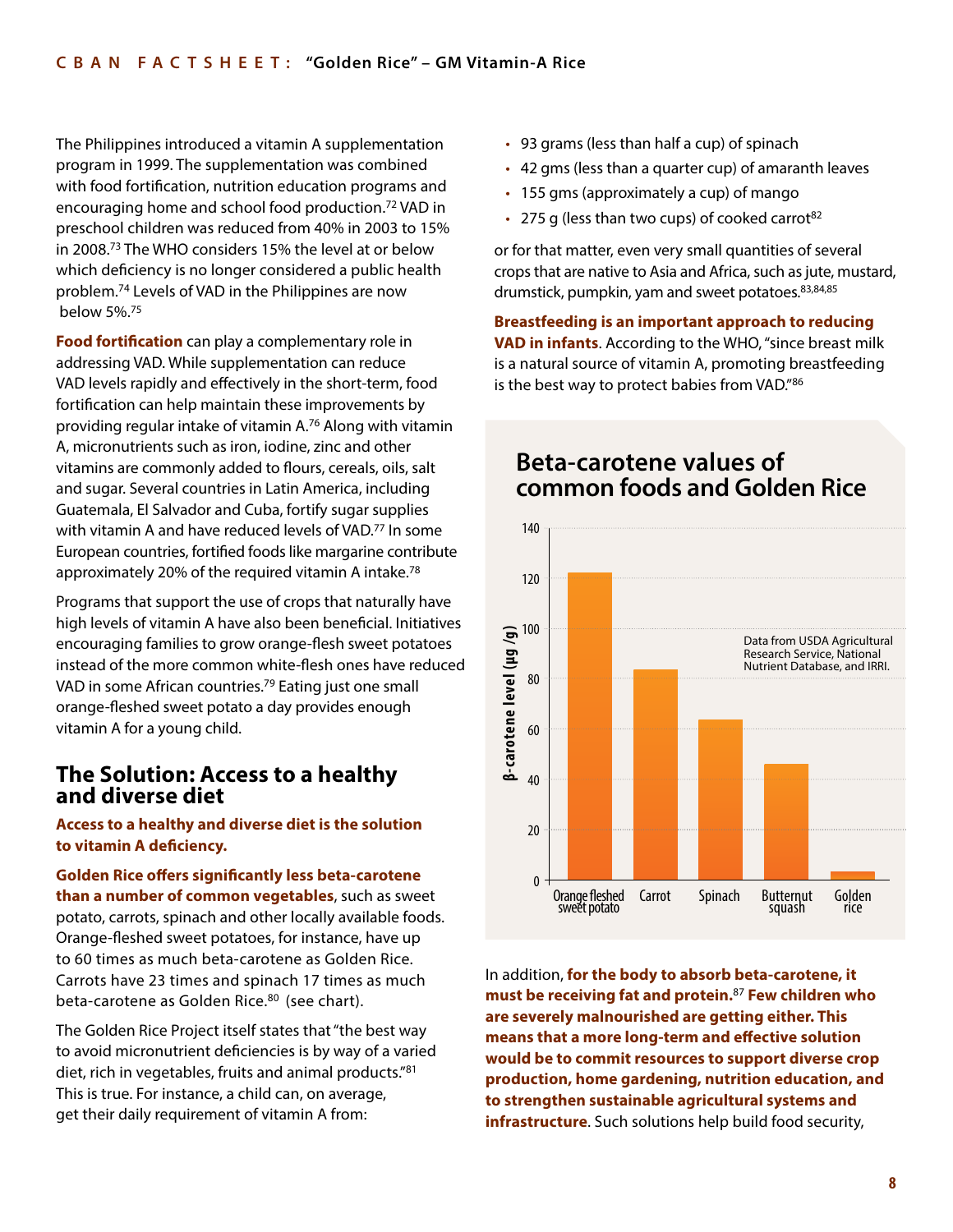The Philippines introduced a vitamin A supplementation program in 1999. The supplementation was combined with food fortification, nutrition education programs and encouraging home and school food production.[72] VAD in preschool children was reduced from 40% in 2003 to 15% in 2008.[73] The WHO considers 15% the level at or below which deficiency is no longer considered a public health problem.[74] Levels of VAD in the Philippines are now below 5%.[75]

**Food fortification** can play a complementary role in addressing VAD. While supplementation can reduce VAD levels rapidly and effectively in the short-term, food fortification can help maintain these improvements by providing regular intake of vitamin A.[76] Along with vitamin A, micronutrients such as iron, iodine, zinc and other vitamins are commonly added to flours, cereals, oils, salt and sugar. Several countries in Latin America, including Guatemala, El Salvador and Cuba, fortify sugar supplies with vitamin A and have reduced levels of VAD.[77] In some European countries, fortified foods like margarine contribute approximately 20% of the required vitamin A intake.[78]

Programs that support the use of crops that naturally have high levels of vitamin A have also been beneficial. Initiatives encouraging families to grow orange-flesh sweet potatoes instead of the more common white-flesh ones have reduced VAD in some African countries.[79] Eating just one small orange-fleshed sweet potato a day provides enough vitamin A for a young child.

## The Solution: Access to a healthy and diverse diet

**Access to a healthy and diverse diet is the solution to vitamin A deficiency.**

**Golden Rice offers significantly less beta-carotene than a number of common vegetables**, such as sweet potato, carrots, spinach and other locally available foods. Orange-fleshed sweet potatoes, for instance, have up to 60 times as much beta-carotene as Golden Rice. Carrots have 23 times and spinach 17 times as much beta-carotene as Golden Rice.[80] (see chart).

The Golden Rice Project itself states that "the best way to avoid micronutrient deficiencies is by way of a varied diet, rich in vegetables, fruits and animal products."[81] This is true. For instance, a child can, on average, get their daily requirement of vitamin A from:

- 93 grams (less than half a cup) of spinach
- 42 gms (less than a quarter cup) of amaranth leaves
- 155 gms (approximately a cup) of mango
- 275 g (less than two cups) of cooked carrot[82]

or for that matter, even very small quantities of several crops that are native to Asia and Africa, such as jute, mustard, drumstick, pumpkin, yam and sweet potatoes.[83,84,85]

**Breastfeeding is an important approach to reducing VAD in infants**. According to the WHO, "since breast milk is a natural source of vitamin A, promoting breastfeeding is the best way to protect babies from VAD."[86]

### Beta-carotene values of common foods and Golden Rice

| Food | β-carotene level (μg /g) (approx.) |
|---|---|
| Orange fleshed sweet potato | 122 |
| Carrot | 83 |
| Spinach | 63 |
| Butternut squash | 46 |
| Golden rice | 3 |

Data from USDA Agricultural Research Service, National Nutrient Database, and IRRI.

In addition, **for the body to absorb beta-carotene, it must be receiving fat and protein.**[87] **Few children who are severely malnourished are getting either. This means that a more long-term and effective solution would be to commit resources to support diverse crop production, home gardening, nutrition education, and to strengthen sustainable agricultural systems and infrastructure**. Such solutions help build food security,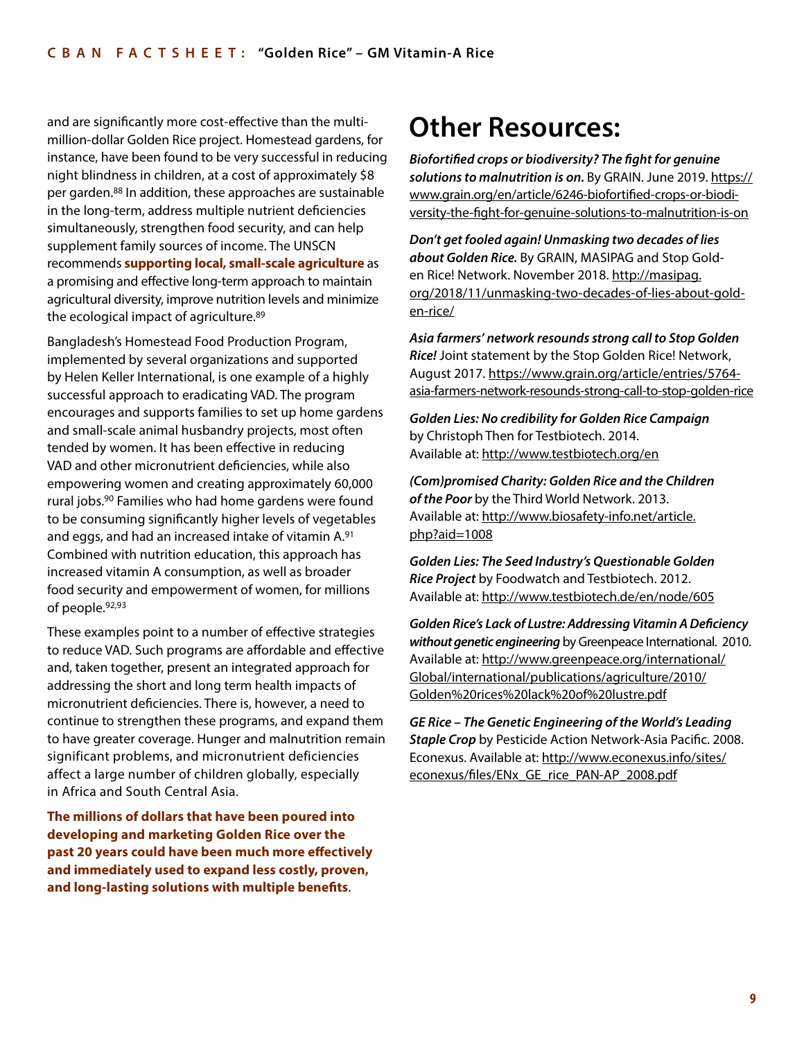and are significantly more cost-effective than the multi-million-dollar Golden Rice project. Homestead gardens, for instance, have been found to be very successful in reducing night blindness in children, at a cost of approximately $8 per garden.[88] In addition, these approaches are sustainable in the long-term, address multiple nutrient deficiencies simultaneously, strengthen food security, and can help supplement family sources of income. The UNSCN recommends **supporting local, small-scale agriculture** as a promising and effective long-term approach to maintain agricultural diversity, improve nutrition levels and minimize the ecological impact of agriculture.[89]

Bangladesh's Homestead Food Production Program, implemented by several organizations and supported by Helen Keller International, is one example of a highly successful approach to eradicating VAD. The program encourages and supports families to set up home gardens and small-scale animal husbandry projects, most often tended by women. It has been effective in reducing VAD and other micronutrient deficiencies, while also empowering women and creating approximately 60,000 rural jobs.[90] Families who had home gardens were found to be consuming significantly higher levels of vegetables and eggs, and had an increased intake of vitamin A.[91] Combined with nutrition education, this approach has increased vitamin A consumption, as well as broader food security and empowerment of women, for millions of people.[92,93]

These examples point to a number of effective strategies to reduce VAD. Such programs are affordable and effective and, taken together, present an integrated approach for addressing the short and long term health impacts of micronutrient deficiencies. There is, however, a need to continue to strengthen these programs, and expand them to have greater coverage. Hunger and malnutrition remain significant problems, and micronutrient deficiencies affect a large number of children globally, especially in Africa and South Central Asia.

**The millions of dollars that have been poured into developing and marketing Golden Rice over the past 20 years could have been much more effectively and immediately used to expand less costly, proven, and long-lasting solutions with multiple benefits**.

# Other Resources:

***Biofortified crops or biodiversity? The fight for genuine solutions to malnutrition is on.*** By GRAIN. June 2019. https://www.grain.org/en/article/6246-biofortified-crops-or-biodiversity-the-fight-for-genuine-solutions-to-malnutrition-is-on

***Don't get fooled again! Unmasking two decades of lies about Golden Rice.*** By GRAIN, MASIPAG and Stop Golden Rice! Network. November 2018. http://masipag.org/2018/11/unmasking-two-decades-of-lies-about-golden-rice/

***Asia farmers' network resounds strong call to Stop Golden Rice!*** Joint statement by the Stop Golden Rice! Network, August 2017. https://www.grain.org/article/entries/5764-asia-farmers-network-resounds-strong-call-to-stop-golden-rice

***Golden Lies: No credibility for Golden Rice Campaign*** by Christoph Then for Testbiotech. 2014. Available at: http://www.testbiotech.org/en

***(Com)promised Charity: Golden Rice and the Children of the Poor*** by the Third World Network. 2013. Available at: http://www.biosafety-info.net/article.php?aid=1008

***Golden Lies: The Seed Industry's Questionable Golden Rice Project*** by Foodwatch and Testbiotech. 2012. Available at: http://www.testbiotech.de/en/node/605

***Golden Rice's Lack of Lustre: Addressing Vitamin A Deficiency without genetic engineering*** by Greenpeace International. 2010. Available at: http://www.greenpeace.org/international/Global/international/publications/agriculture/2010/Golden%20rices%20lack%20of%20lustre.pdf

***GE Rice – The Genetic Engineering of the World's Leading Staple Crop*** by Pesticide Action Network-Asia Pacific. 2008. Econexus. Available at: http://www.econexus.info/sites/econexus/files/ENx_GE_rice_PAN-AP_2008.pdf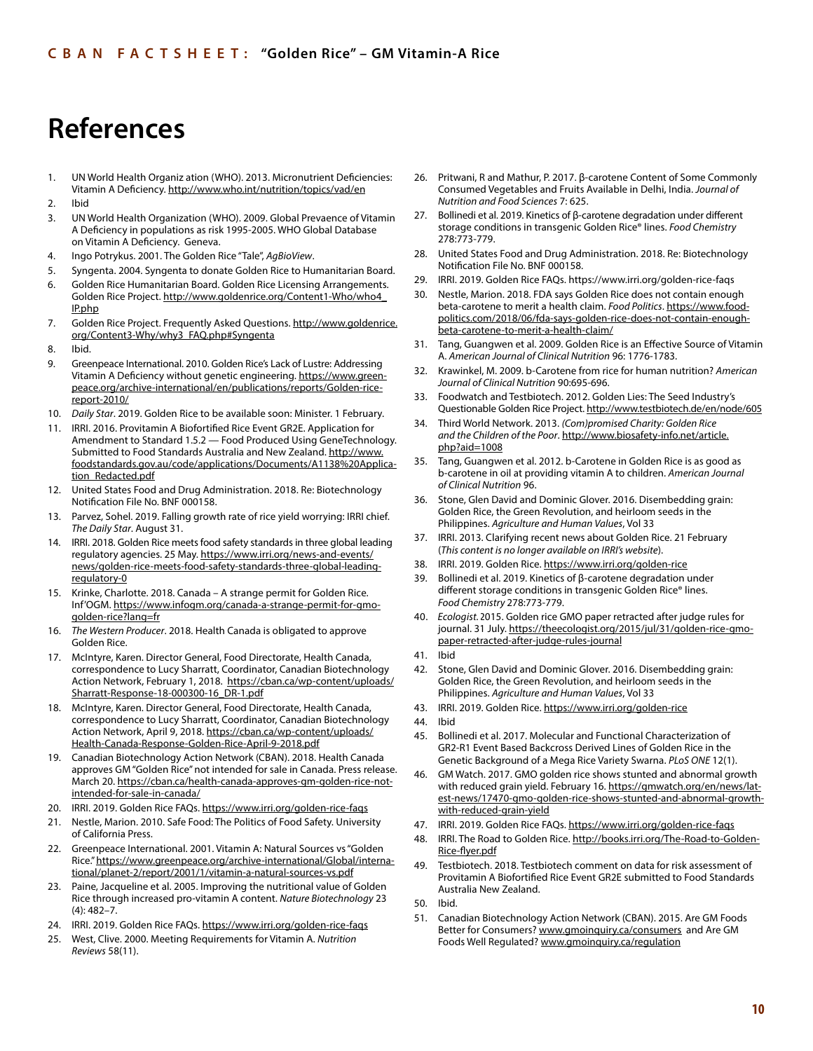# References

1. UN World Health Organiz ation (WHO). 2013. Micronutrient Deficiencies: Vitamin A Deficiency. http://www.who.int/nutrition/topics/vad/en
2. Ibid
3. UN World Health Organization (WHO). 2009. Global Prevaence of Vitamin A Deficiency in populations as risk 1995-2005. WHO Global Database on Vitamin A Deficiency. Geneva.
4. Ingo Potrykus. 2001. The Golden Rice "Tale", *AgBioView*.
5. Syngenta. 2004. Syngenta to donate Golden Rice to Humanitarian Board.
6. Golden Rice Humanitarian Board. Golden Rice Licensing Arrangements. Golden Rice Project. http://www.goldenrice.org/Content1-Who/who4_IP.php
7. Golden Rice Project. Frequently Asked Questions. http://www.goldenrice.org/Content3-Why/why3_FAQ.php#Syngenta
8. Ibid.
9. Greenpeace International. 2010. Golden Rice's Lack of Lustre: Addressing Vitamin A Deficiency without genetic engineering. https://www.greenpeace.org/archive-international/en/publications/reports/Golden-rice-report-2010/
10. *Daily Star*. 2019. Golden Rice to be available soon: Minister. 1 February.
11. IRRI. 2016. Provitamin A Biofortified Rice Event GR2E. Application for Amendment to Standard 1.5.2 — Food Produced Using GeneTechnology. Submitted to Food Standards Australia and New Zealand. http://www.foodstandards.gov.au/code/applications/Documents/A1138%20Application_Redacted.pdf
12. United States Food and Drug Administration. 2018. Re: Biotechnology Notification File No. BNF 000158.
13. Parvez, Sohel. 2019. Falling growth rate of rice yield worrying: IRRI chief. *The Daily Star*. August 31.
14. IRRI. 2018. Golden Rice meets food safety standards in three global leading regulatory agencies. 25 May. https://www.irri.org/news-and-events/news/golden-rice-meets-food-safety-standards-three-global-leading-regulatory-0
15. Krinke, Charlotte. 2018. Canada – A strange permit for Golden Rice. Inf'OGM. https://www.infogm.org/canada-a-strange-permit-for-gmo-golden-rice?lang=fr
16. *The Western Producer*. 2018. Health Canada is obligated to approve Golden Rice.
17. McIntyre, Karen. Director General, Food Directorate, Health Canada, correspondence to Lucy Sharratt, Coordinator, Canadian Biotechnology Action Network, February 1, 2018. https://cban.ca/wp-content/uploads/Sharratt-Response-18-000300-16_DR-1.pdf
18. McIntyre, Karen. Director General, Food Directorate, Health Canada, correspondence to Lucy Sharratt, Coordinator, Canadian Biotechnology Action Network, April 9, 2018. https://cban.ca/wp-content/uploads/Health-Canada-Response-Golden-Rice-April-9-2018.pdf
19. Canadian Biotechnology Action Network (CBAN). 2018. Health Canada approves GM "Golden Rice" not intended for sale in Canada. Press release. March 20. https://cban.ca/health-canada-approves-gm-golden-rice-not-intended-for-sale-in-canada/
20. IRRI. 2019. Golden Rice FAQs. https://www.irri.org/golden-rice-faqs
21. Nestle, Marion. 2010. Safe Food: The Politics of Food Safety. University of California Press.
22. Greenpeace International. 2001. Vitamin A: Natural Sources vs "Golden Rice." https://www.greenpeace.org/archive-international/Global/international/planet-2/report/2001/1/vitamin-a-natural-sources-vs.pdf
23. Paine, Jacqueline et al. 2005. Improving the nutritional value of Golden Rice through increased pro-vitamin A content. *Nature Biotechnology* 23 (4): 482–7.
24. IRRI. 2019. Golden Rice FAQs. https://www.irri.org/golden-rice-faqs
25. West, Clive. 2000. Meeting Requirements for Vitamin A. *Nutrition Reviews* 58(11).
26. Pritwani, R and Mathur, P. 2017. β-carotene Content of Some Commonly Consumed Vegetables and Fruits Available in Delhi, India. *Journal of Nutrition and Food Sciences* 7: 625.
27. Bollinedi et al. 2019. Kinetics of β-carotene degradation under different storage conditions in transgenic Golden Rice® lines. *Food Chemistry* 278:773-779.
28. United States Food and Drug Administration. 2018. Re: Biotechnology Notification File No. BNF 000158.
29. IRRI. 2019. Golden Rice FAQs. https://www.irri.org/golden-rice-faqs
30. Nestle, Marion. 2018. FDA says Golden Rice does not contain enough beta-carotene to merit a health claim. *Food Politics*. https://www.foodpolitics.com/2018/06/fda-says-golden-rice-does-not-contain-enough-beta-carotene-to-merit-a-health-claim/
31. Tang, Guangwen et al. 2009. Golden Rice is an Effective Source of Vitamin A. *American Journal of Clinical Nutrition* 96: 1776-1783.
32. Krawinkel, M. 2009. b-Carotene from rice for human nutrition? *American Journal of Clinical Nutrition* 90:695-696.
33. Foodwatch and Testbiotech. 2012. Golden Lies: The Seed Industry's Questionable Golden Rice Project. http://www.testbiotech.de/en/node/605
34. Third World Network. 2013. *(Com)promised Charity: Golden Rice and the Children of the Poor*. http://www.biosafety-info.net/article.php?aid=1008
35. Tang, Guangwen et al. 2012. b-Carotene in Golden Rice is as good as b-carotene in oil at providing vitamin A to children. *American Journal of Clinical Nutrition* 96.
36. Stone, Glen David and Dominic Glover. 2016. Disembedding grain: Golden Rice, the Green Revolution, and heirloom seeds in the Philippines. *Agriculture and Human Values*, Vol 33
37. IRRI. 2013. Clarifying recent news about Golden Rice. 21 February (*This content is no longer available on IRRI's website*).
38. IRRI. 2019. Golden Rice. https://www.irri.org/golden-rice
39. Bollinedi et al. 2019. Kinetics of β-carotene degradation under different storage conditions in transgenic Golden Rice® lines. *Food Chemistry* 278:773-779.
40. *Ecologist*. 2015. Golden rice GMO paper retracted after judge rules for journal. 31 July. https://theecologist.org/2015/jul/31/golden-rice-gmo-paper-retracted-after-judge-rules-journal
41. Ibid
42. Stone, Glen David and Dominic Glover. 2016. Disembedding grain: Golden Rice, the Green Revolution, and heirloom seeds in the Philippines. *Agriculture and Human Values*, Vol 33
43. IRRI. 2019. Golden Rice. https://www.irri.org/golden-rice
44. Ibid
45. Bollinedi et al. 2017. Molecular and Functional Characterization of GR2-R1 Event Based Backcross Derived Lines of Golden Rice in the Genetic Background of a Mega Rice Variety Swarna. *PLoS ONE* 12(1).
46. GM Watch. 2017. GMO golden rice shows stunted and abnormal growth with reduced grain yield. February 16. https://gmwatch.org/en/news/latest-news/17470-gmo-golden-rice-shows-stunted-and-abnormal-growth-with-reduced-grain-yield
47. IRRI. 2019. Golden Rice FAQs. https://www.irri.org/golden-rice-faqs
48. IRRI. The Road to Golden Rice. http://books.irri.org/The-Road-to-Golden-Rice-flyer.pdf
49. Testbiotech. 2018. Testbiotech comment on data for risk assessment of Provitamin A Biofortified Rice Event GR2E submitted to Food Standards Australia New Zealand.
50. Ibid.
51. Canadian Biotechnology Action Network (CBAN). 2015. Are GM Foods Better for Consumers? www.gmoinquiry.ca/consumers and Are GM Foods Well Regulated? www.gmoinquiry.ca/regulation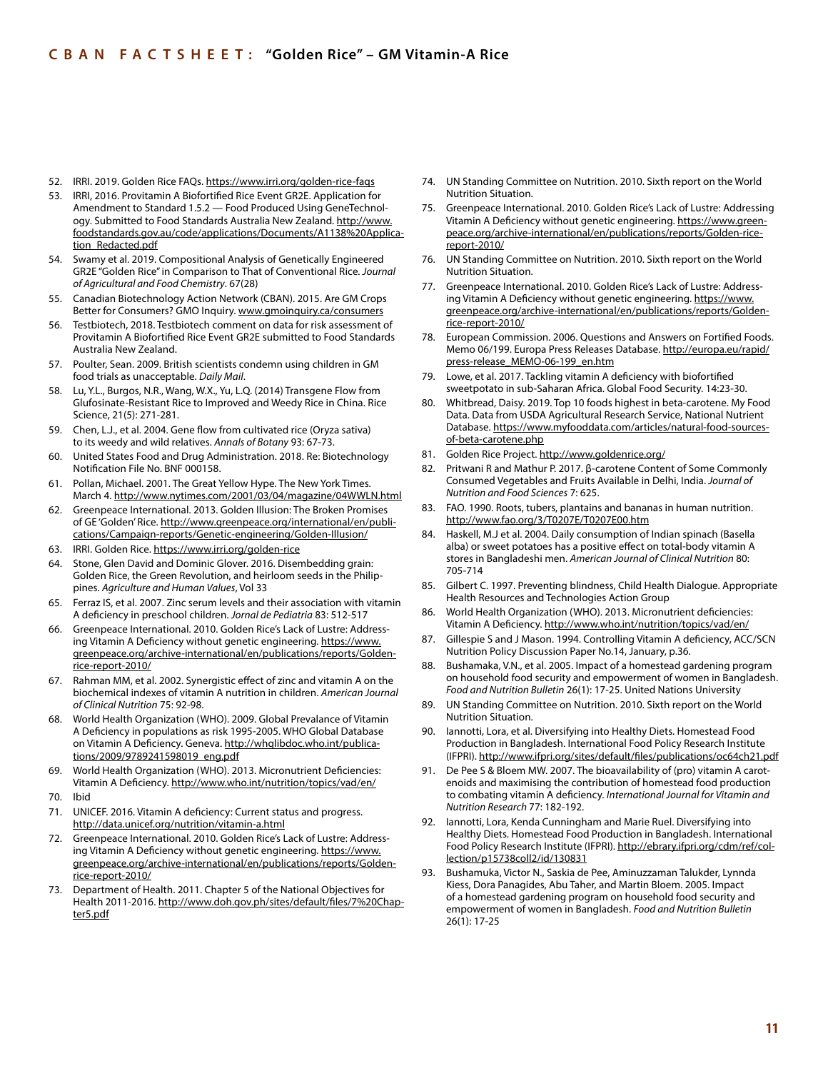52. IRRI. 2019. Golden Rice FAQs. https://www.irri.org/golden-rice-faqs
53. IRRI, 2016. Provitamin A Biofortified Rice Event GR2E. Application for Amendment to Standard 1.5.2 — Food Produced Using GeneTechnology. Submitted to Food Standards Australia New Zealand. http://www.foodstandards.gov.au/code/applications/Documents/A1138%20Application_Redacted.pdf
54. Swamy et al. 2019. Compositional Analysis of Genetically Engineered GR2E "Golden Rice" in Comparison to That of Conventional Rice. *Journal of Agricultural and Food Chemistry*. 67(28)
55. Canadian Biotechnology Action Network (CBAN). 2015. Are GM Crops Better for Consumers? GMO Inquiry. www.gmoinquiry.ca/consumers
56. Testbiotech, 2018. Testbiotech comment on data for risk assessment of Provitamin A Biofortified Rice Event GR2E submitted to Food Standards Australia New Zealand.
57. Poulter, Sean. 2009. British scientists condemn using children in GM food trials as unacceptable. *Daily Mail*.
58. Lu, Y.L., Burgos, N.R., Wang, W.X., Yu, L.Q. (2014) Transgene Flow from Glufosinate-Resistant Rice to Improved and Weedy Rice in China. Rice Science, 21(5): 271-281.
59. Chen, L.J., et al. 2004. Gene flow from cultivated rice (Oryza sativa) to its weedy and wild relatives. *Annals of Botany* 93: 67-73.
60. United States Food and Drug Administration. 2018. Re: Biotechnology Notification File No. BNF 000158.
61. Pollan, Michael. 2001. The Great Yellow Hype. The New York Times. March 4. http://www.nytimes.com/2001/03/04/magazine/04WWLN.html
62. Greenpeace International. 2013. Golden Illusion: The Broken Promises of GE 'Golden' Rice. http://www.greenpeace.org/international/en/publications/Campaign-reports/Genetic-engineering/Golden-Illusion/
63. IRRI. Golden Rice. https://www.irri.org/golden-rice
64. Stone, Glen David and Dominic Glover. 2016. Disembedding grain: Golden Rice, the Green Revolution, and heirloom seeds in the Philippines. *Agriculture and Human Values*, Vol 33
65. Ferraz IS, et al. 2007. Zinc serum levels and their association with vitamin A deficiency in preschool children. *Jornal de Pediatria* 83: 512-517
66. Greenpeace International. 2010. Golden Rice's Lack of Lustre: Addressing Vitamin A Deficiency without genetic engineering. https://www.greenpeace.org/archive-international/en/publications/reports/Golden-rice-report-2010/
67. Rahman MM, et al. 2002. Synergistic effect of zinc and vitamin A on the biochemical indexes of vitamin A nutrition in children. *American Journal of Clinical Nutrition* 75: 92-98.
68. World Health Organization (WHO). 2009. Global Prevalance of Vitamin A Deficiency in populations as risk 1995-2005. WHO Global Database on Vitamin A Deficiency. Geneva. http://whqlibdoc.who.int/publications/2009/9789241598019_eng.pdf
69. World Health Organization (WHO). 2013. Micronutrient Deficiencies: Vitamin A Deficiency. http://www.who.int/nutrition/topics/vad/en/
70. Ibid
71. UNICEF. 2016. Vitamin A deficiency: Current status and progress. http://data.unicef.org/nutrition/vitamin-a.html
72. Greenpeace International. 2010. Golden Rice's Lack of Lustre: Addressing Vitamin A Deficiency without genetic engineering. https://www.greenpeace.org/archive-international/en/publications/reports/Golden-rice-report-2010/
73. Department of Health. 2011. Chapter 5 of the National Objectives for Health 2011-2016. http://www.doh.gov.ph/sites/default/files/7%20Chapter5.pdf
74. UN Standing Committee on Nutrition. 2010. Sixth report on the World Nutrition Situation.
75. Greenpeace International. 2010. Golden Rice's Lack of Lustre: Addressing Vitamin A Deficiency without genetic engineering. https://www.greenpeace.org/archive-international/en/publications/reports/Golden-rice-report-2010/
76. UN Standing Committee on Nutrition. 2010. Sixth report on the World Nutrition Situation.
77. Greenpeace International. 2010. Golden Rice's Lack of Lustre: Addressing Vitamin A Deficiency without genetic engineering. https://www.greenpeace.org/archive-international/en/publications/reports/Golden-rice-report-2010/
78. European Commission. 2006. Questions and Answers on Fortified Foods. Memo 06/199. Europa Press Releases Database. http://europa.eu/rapid/press-release_MEMO-06-199_en.htm
79. Lowe, et al. 2017. Tackling vitamin A deficiency with biofortified sweetpotato in sub-Saharan Africa. Global Food Security. 14:23-30.
80. Whitbread, Daisy. 2019. Top 10 foods highest in beta-carotene. My Food Data. Data from USDA Agricultural Research Service, National Nutrient Database. https://www.myfooddata.com/articles/natural-food-sources-of-beta-carotene.php
81. Golden Rice Project. http://www.goldenrice.org/
82. Pritwani R and Mathur P. 2017. β-carotene Content of Some Commonly Consumed Vegetables and Fruits Available in Delhi, India. *Journal of Nutrition and Food Sciences* 7: 625.
83. FAO. 1990. Roots, tubers, plantains and bananas in human nutrition. http://www.fao.org/3/T0207E/T0207E00.htm
84. Haskell, M.J et al. 2004. Daily consumption of Indian spinach (Basella alba) or sweet potatoes has a positive effect on total-body vitamin A stores in Bangladeshi men. *American Journal of Clinical Nutrition* 80: 705-714
85. Gilbert C. 1997. Preventing blindness, Child Health Dialogue. Appropriate Health Resources and Technologies Action Group
86. World Health Organization (WHO). 2013. Micronutrient deficiencies: Vitamin A Deficiency. http://www.who.int/nutrition/topics/vad/en/
87. Gillespie S and J Mason. 1994. Controlling Vitamin A deficiency, ACC/SCN Nutrition Policy Discussion Paper No.14, January, p.36.
88. Bushamaka, V.N., et al. 2005. Impact of a homestead gardening program on household food security and empowerment of women in Bangladesh. *Food and Nutrition Bulletin* 26(1): 17-25. United Nations University
89. UN Standing Committee on Nutrition. 2010. Sixth report on the World Nutrition Situation.
90. Iannotti, Lora, et al. Diversifying into Healthy Diets. Homestead Food Production in Bangladesh. International Food Policy Research Institute (IFPRI). http://www.ifpri.org/sites/default/files/publications/oc64ch21.pdf
91. De Pee S & Bloem MW. 2007. The bioavailability of (pro) vitamin A carotenoids and maximising the contribution of homestead food production to combating vitamin A deficiency. *International Journal for Vitamin and Nutrition Research* 77: 182-192.
92. Iannotti, Lora, Kenda Cunningham and Marie Ruel. Diversifying into Healthy Diets. Homestead Food Production in Bangladesh. International Food Policy Research Institute (IFPRI). http://ebrary.ifpri.org/cdm/ref/collection/p15738coll2/id/130831
93. Bushamuka, Victor N., Saskia de Pee, Aminuzzaman Talukder, Lynnda Kiess, Dora Panagides, Abu Taher, and Martin Bloem. 2005. Impact of a homestead gardening program on household food security and empowerment of women in Bangladesh. *Food and Nutrition Bulletin* 26(1): 17-25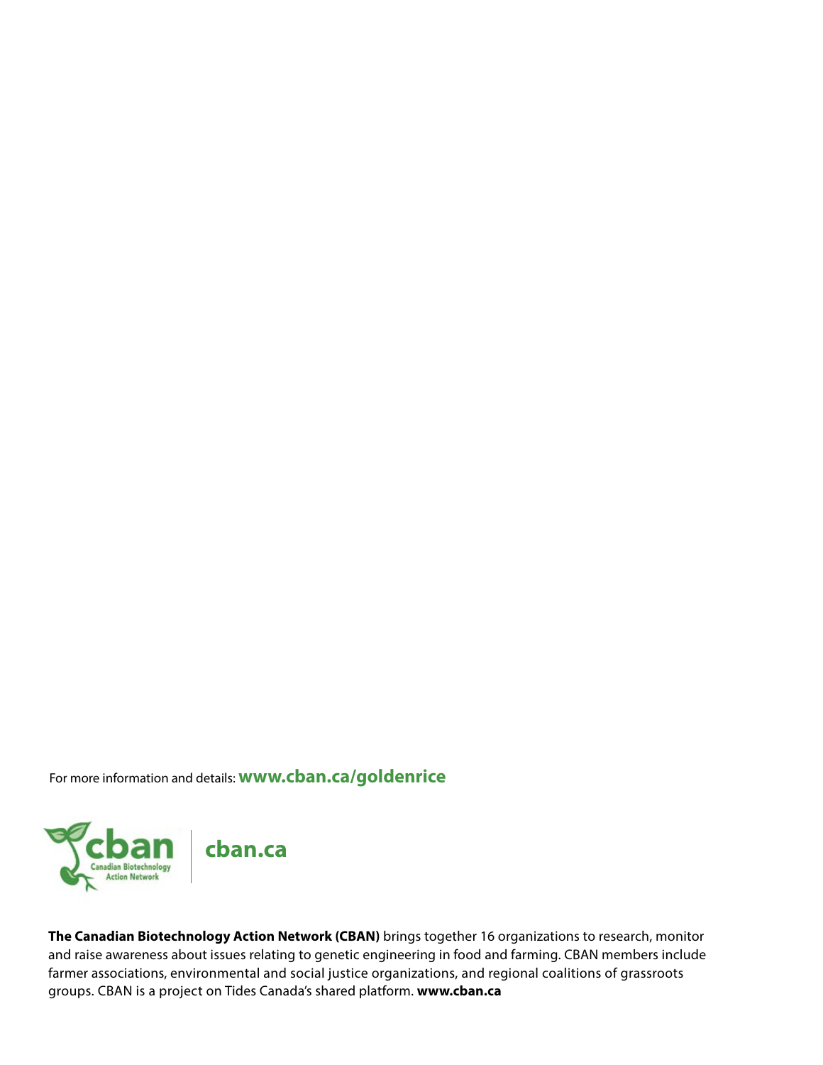For more information and details: **www.cban.ca/goldenrice**

cban
Canadian Biotechnology Action Network

**cban.ca**

**The Canadian Biotechnology Action Network (CBAN)** brings together 16 organizations to research, monitor and raise awareness about issues relating to genetic engineering in food and farming. CBAN members include farmer associations, environmental and social justice organizations, and regional coalitions of grassroots groups. CBAN is a project on Tides Canada's shared platform. **www.cban.ca**